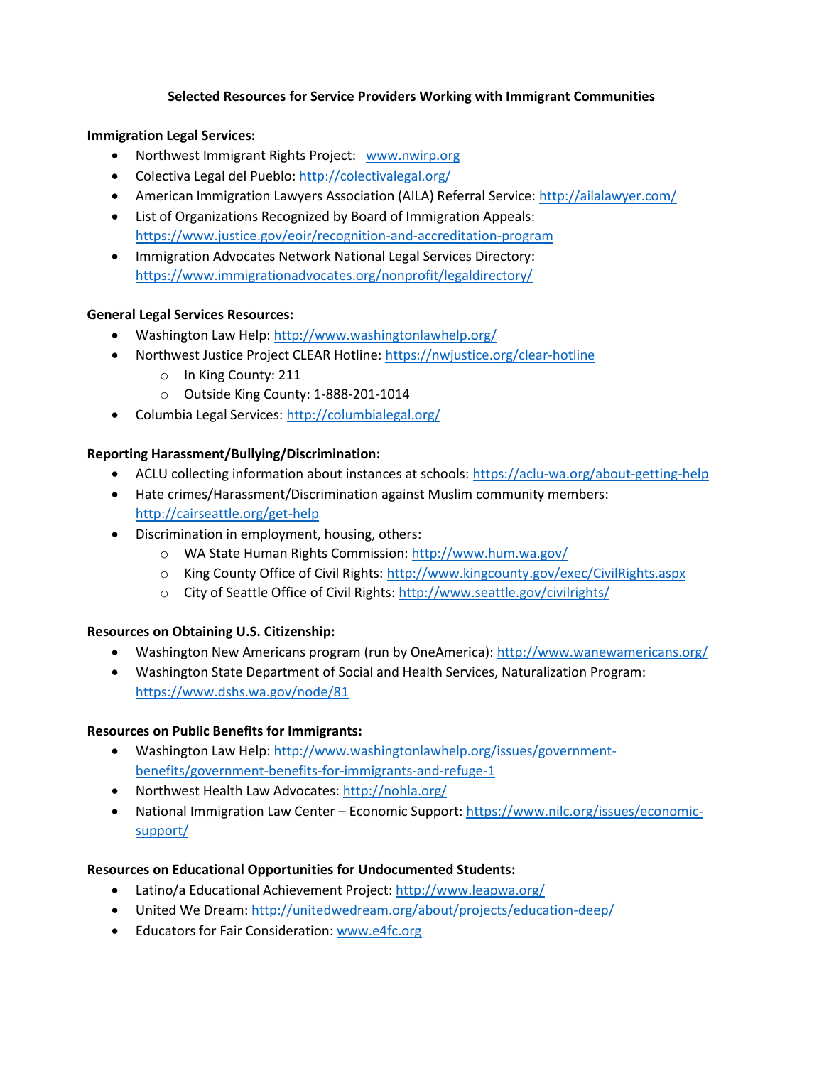# Selected Resources for Service Providers Working with Immigrant Communities

**Immigration Legal Services:**

- Northwest Immigrant Rights Project: www.nwirp.org
- Colectiva Legal del Pueblo: http://colectivalegal.org/
- American Immigration Lawyers Association (AILA) Referral Service: http://ailalawyer.com/
- List of Organizations Recognized by Board of Immigration Appeals: https://www.justice.gov/eoir/recognition-and-accreditation-program
- Immigration Advocates Network National Legal Services Directory: https://www.immigrationadvocates.org/nonprofit/legaldirectory/

**General Legal Services Resources:**

- Washington Law Help: http://www.washingtonlawhelp.org/
- Northwest Justice Project CLEAR Hotline: https://nwjustice.org/clear-hotline
  - In King County: 211
  - Outside King County: 1-888-201-1014
- Columbia Legal Services: http://columbialegal.org/

**Reporting Harassment/Bullying/Discrimination:**

- ACLU collecting information about instances at schools: https://aclu-wa.org/about-getting-help
- Hate crimes/Harassment/Discrimination against Muslim community members: http://cairseattle.org/get-help
- Discrimination in employment, housing, others:
  - WA State Human Rights Commission: http://www.hum.wa.gov/
  - King County Office of Civil Rights: http://www.kingcounty.gov/exec/CivilRights.aspx
  - City of Seattle Office of Civil Rights: http://www.seattle.gov/civilrights/

**Resources on Obtaining U.S. Citizenship:**

- Washington New Americans program (run by OneAmerica): http://www.wanewamericans.org/
- Washington State Department of Social and Health Services, Naturalization Program: https://www.dshs.wa.gov/node/81

**Resources on Public Benefits for Immigrants:**

- Washington Law Help: http://www.washingtonlawhelp.org/issues/government-benefits/government-benefits-for-immigrants-and-refuge-1
- Northwest Health Law Advocates: http://nohla.org/
- National Immigration Law Center – Economic Support: https://www.nilc.org/issues/economic-support/

**Resources on Educational Opportunities for Undocumented Students:**

- Latino/a Educational Achievement Project: http://www.leapwa.org/
- United We Dream: http://unitedwedream.org/about/projects/education-deep/
- Educators for Fair Consideration: www.e4fc.org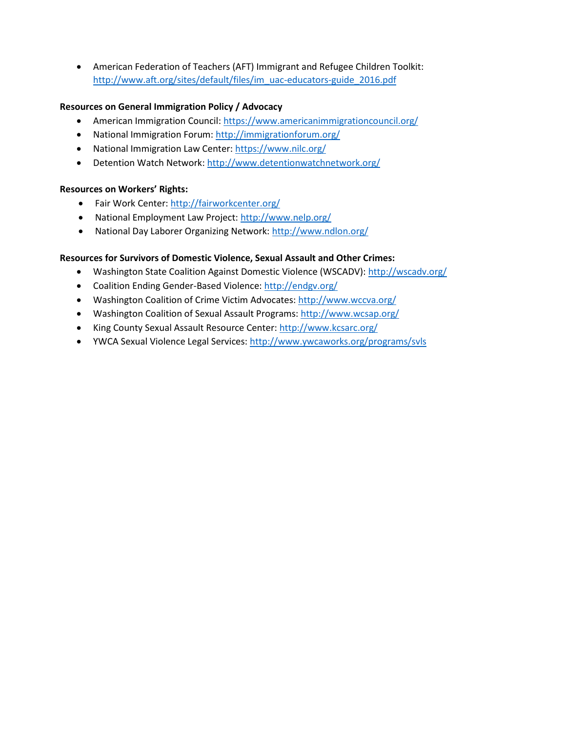- American Federation of Teachers (AFT) Immigrant and Refugee Children Toolkit: http://www.aft.org/sites/default/files/im_uac-educators-guide_2016.pdf

**Resources on General Immigration Policy / Advocacy**

- American Immigration Council: https://www.americanimmigrationcouncil.org/
- National Immigration Forum: http://immigrationforum.org/
- National Immigration Law Center: https://www.nilc.org/
- Detention Watch Network: http://www.detentionwatchnetwork.org/

**Resources on Workers' Rights:**

- Fair Work Center: http://fairworkcenter.org/
- National Employment Law Project: http://www.nelp.org/
- National Day Laborer Organizing Network: http://www.ndlon.org/

**Resources for Survivors of Domestic Violence, Sexual Assault and Other Crimes:**

- Washington State Coalition Against Domestic Violence (WSCADV): http://wscadv.org/
- Coalition Ending Gender-Based Violence: http://endgv.org/
- Washington Coalition of Crime Victim Advocates: http://www.wccva.org/
- Washington Coalition of Sexual Assault Programs: http://www.wcsap.org/
- King County Sexual Assault Resource Center: http://www.kcsarc.org/
- YWCA Sexual Violence Legal Services: http://www.ywcaworks.org/programs/svls